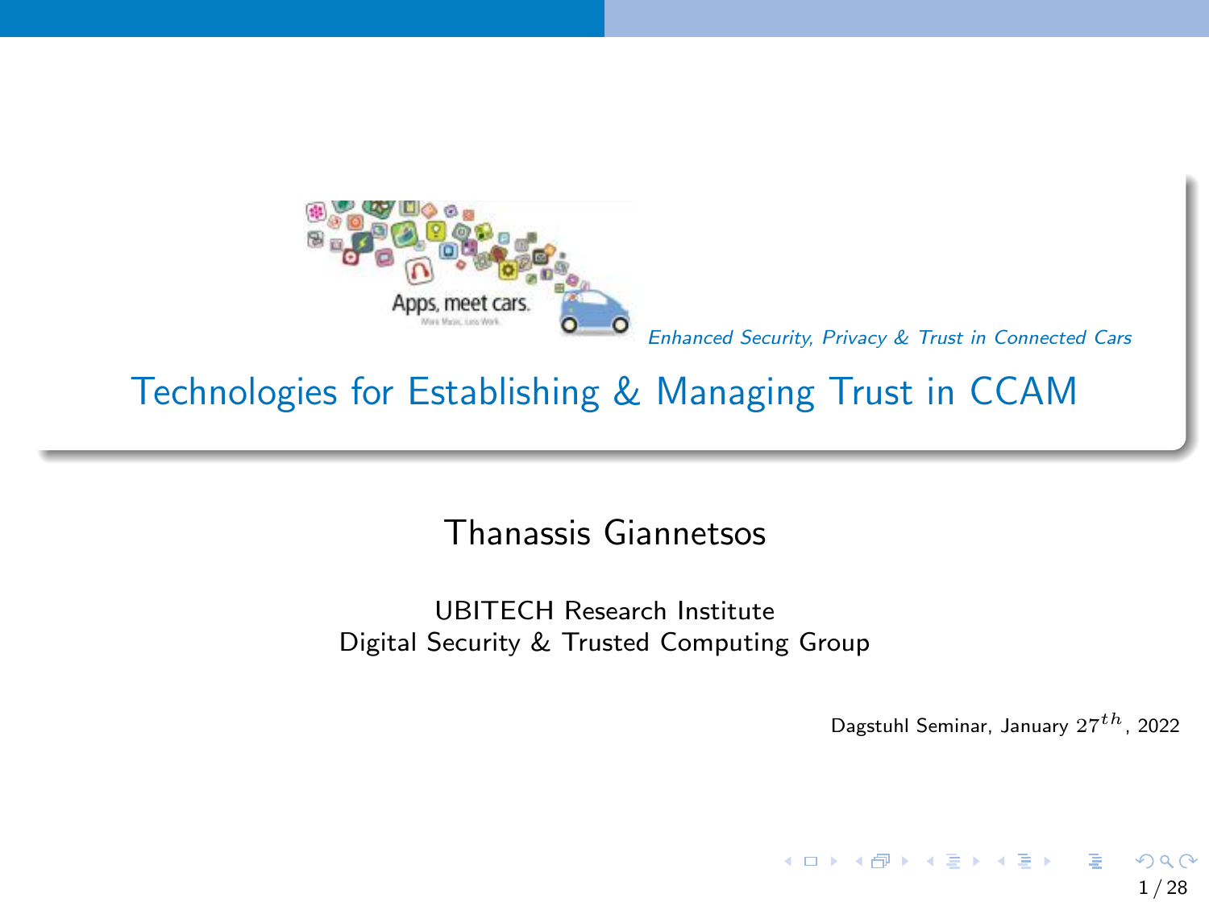*Enhanced Security, Privacy & Trust in Connected Cars*

# Technologies for Establishing & Managing Trust in CCAM

Thanassis Giannetsos

UBITECH Research Institute
Digital Security & Trusted Computing Group

Dagstuhl Seminar, January $27^{th}$, 2022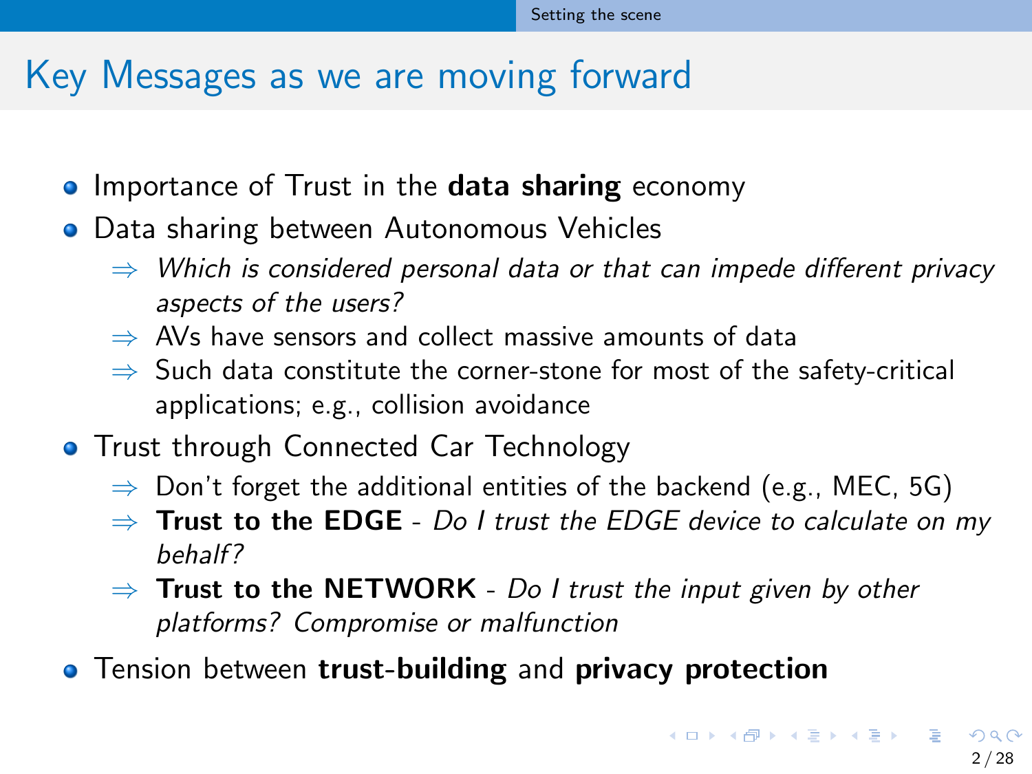# Key Messages as we are moving forward

- Importance of Trust in the **data sharing** economy
- Data sharing between Autonomous Vehicles
  - ⇒ *Which is considered personal data or that can impede different privacy aspects of the users?*
  - ⇒ AVs have sensors and collect massive amounts of data
  - ⇒ Such data constitute the corner-stone for most of the safety-critical applications; e.g., collision avoidance
- Trust through Connected Car Technology
  - ⇒ Don't forget the additional entities of the backend (e.g., MEC, 5G)
  - ⇒ **Trust to the EDGE** - *Do I trust the EDGE device to calculate on my behalf?*
  - ⇒ **Trust to the NETWORK** - *Do I trust the input given by other platforms? Compromise or malfunction*
- Tension between **trust-building** and **privacy protection**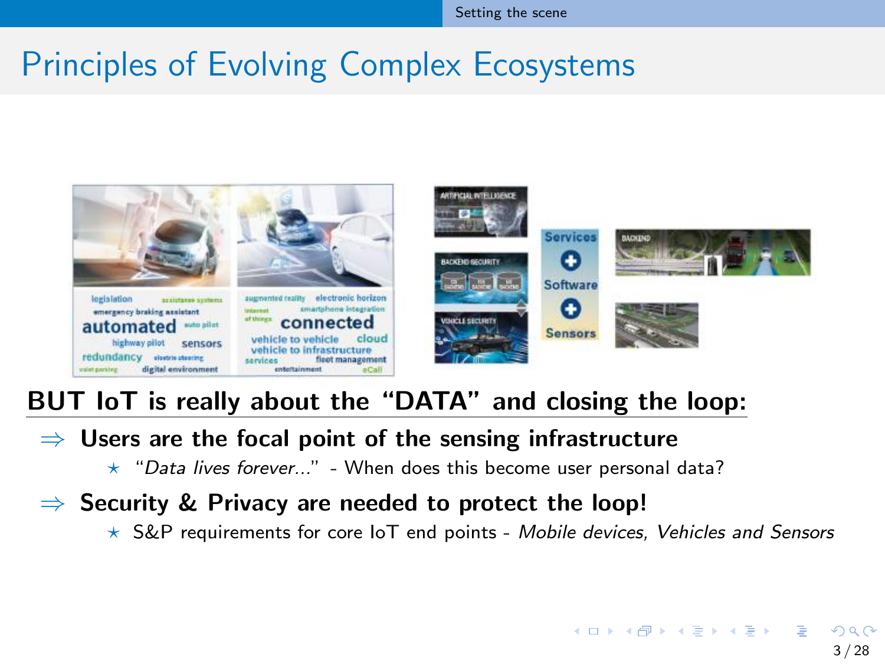# Principles of Evolving Complex Ecosystems

**BUT IoT is really about the "DATA" and closing the loop:**

⇒ **Users are the focal point of the sensing infrastructure**

- ⋆ "*Data lives forever...*" - When does this become user personal data?

⇒ **Security & Privacy are needed to protect the loop!**

- ⋆ S&P requirements for core IoT end points - *Mobile devices, Vehicles and Sensors*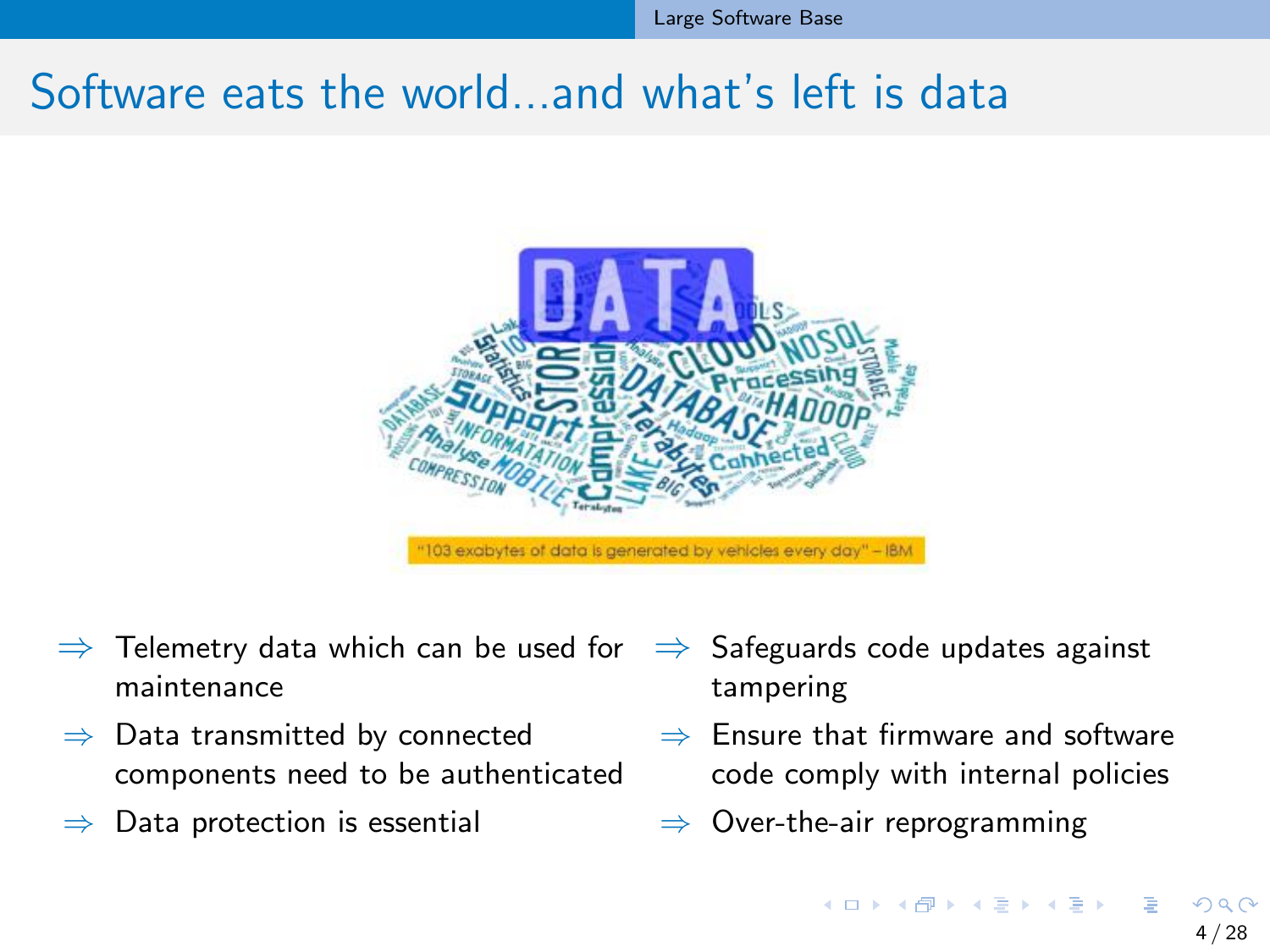# Software eats the world...and what's left is data

"103 exabytes of data is generated by vehicles every day" – IBM

- ⇒ Telemetry data which can be used for maintenance
- ⇒ Data transmitted by connected components need to be authenticated
- ⇒ Data protection is essential
- ⇒ Safeguards code updates against tampering
- ⇒ Ensure that firmware and software code comply with internal policies
- ⇒ Over-the-air reprogramming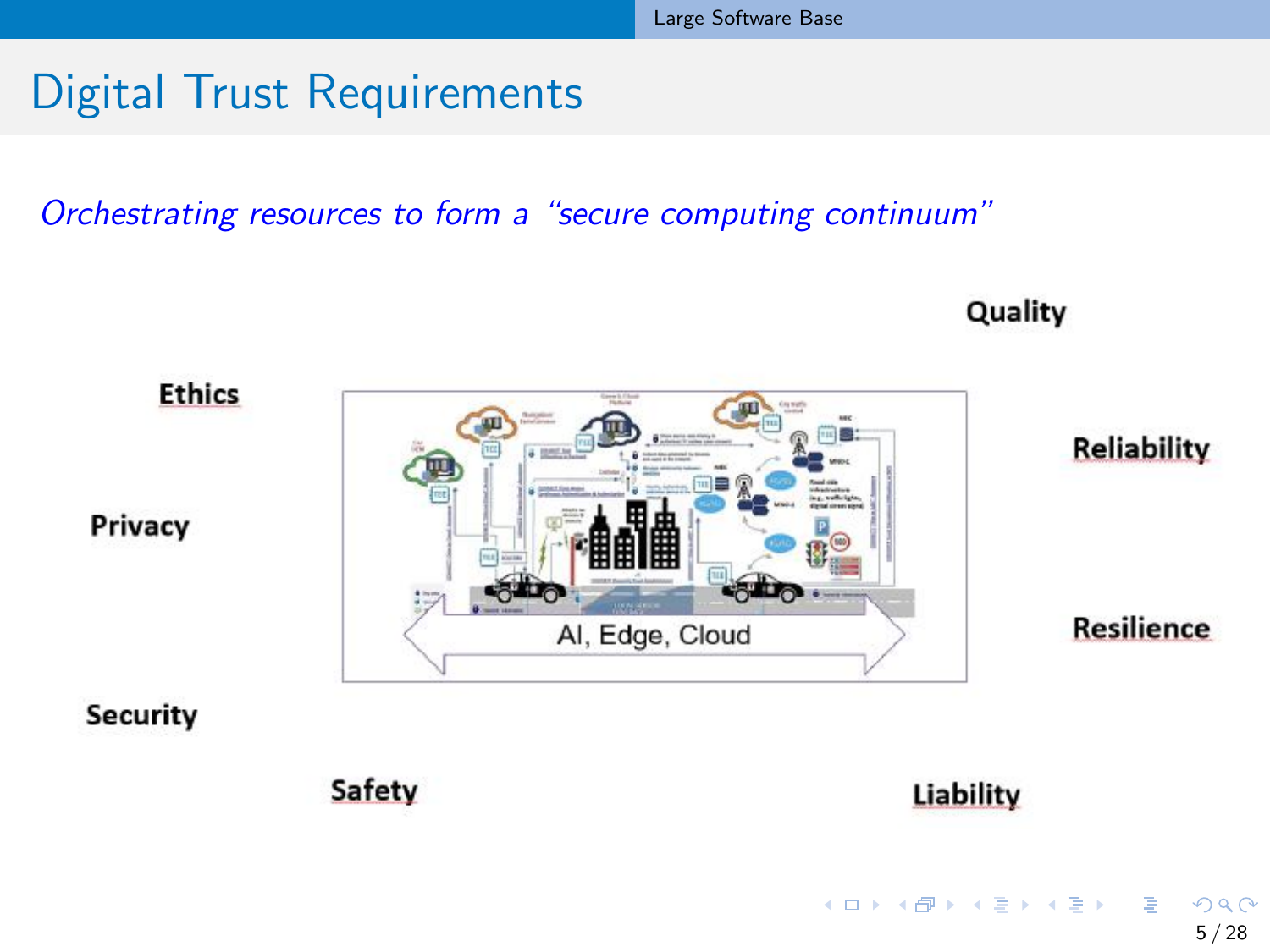# Digital Trust Requirements

*Orchestrating resources to form a "secure computing continuum"*

Quality

Ethics

Reliability

Privacy

AI, Edge, Cloud

Resilience

Security

Safety

Liability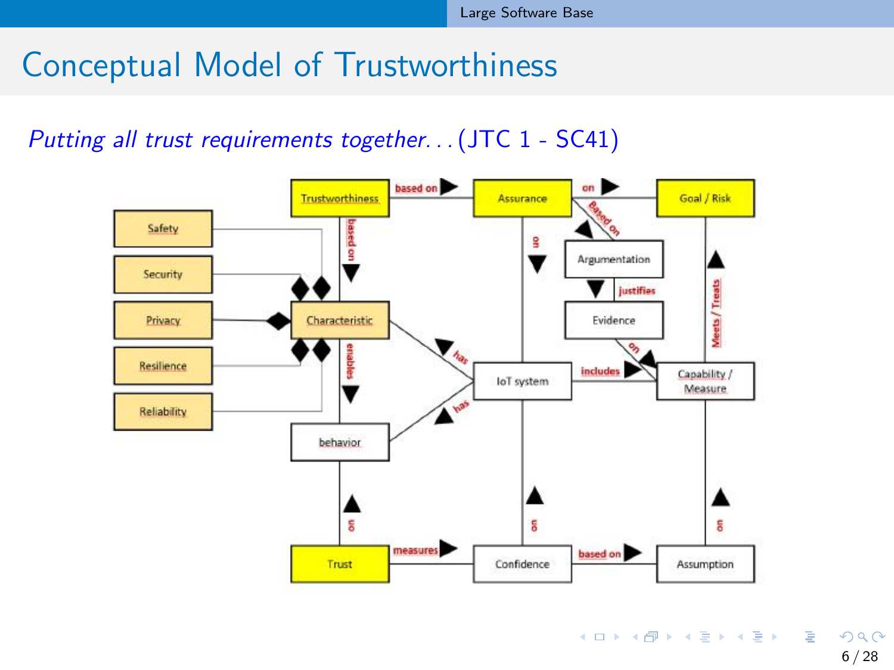# Conceptual Model of Trustworthiness

*Putting all trust requirements together. . .* (JTC 1 - SC41)

Trustworthiness — based on → Assurance — on → Goal / Risk

Safety, Security, Privacy, Resilience, Reliability

Characteristic, behavior, Trust, IoT system, Argumentation, Evidence, Capability / Measure, Confidence, Assumption

based on, enables, has, has, on, measures, on, Based on, justifies, on, includes, Meets / Treats, on, based on, on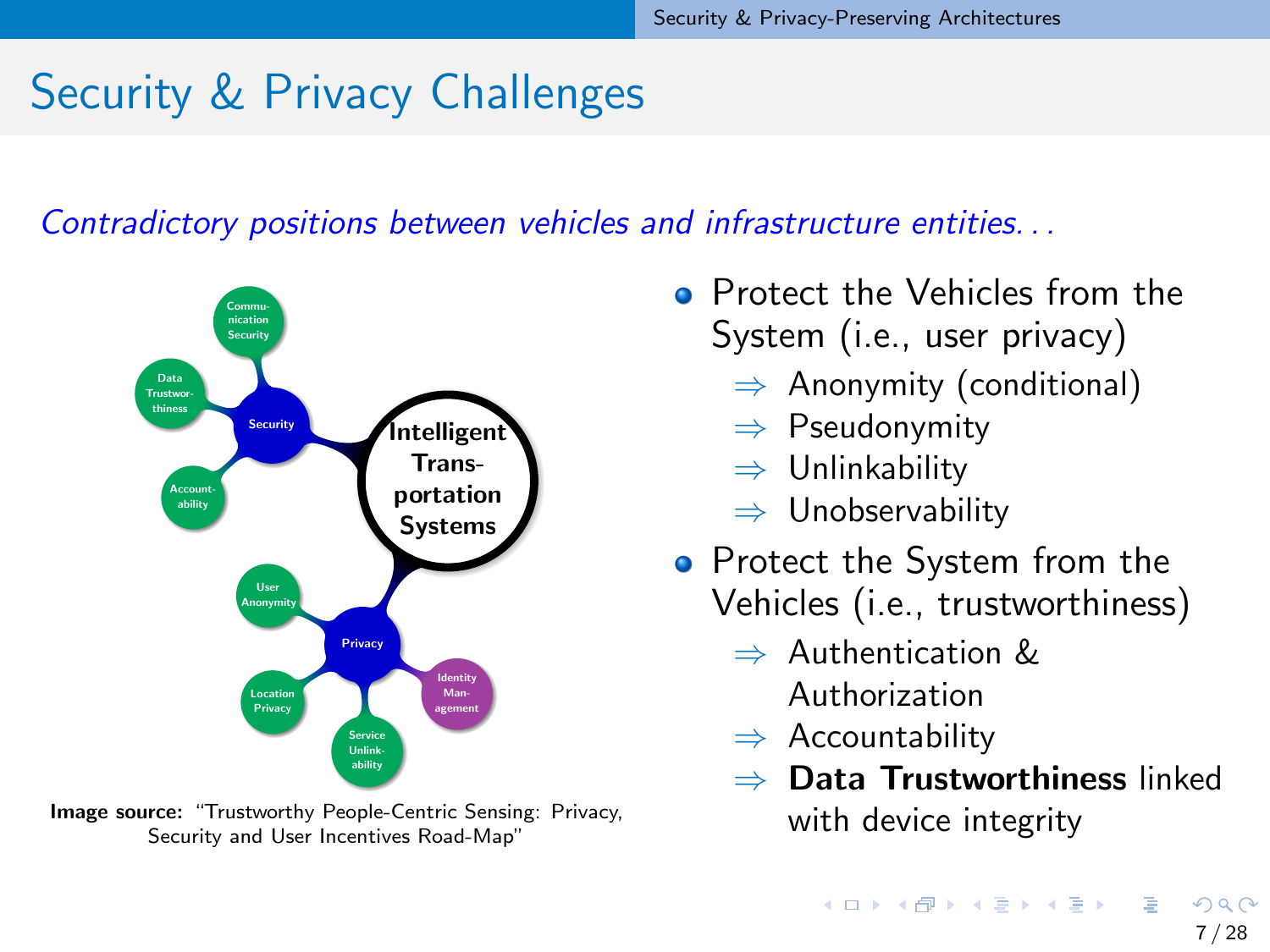# Security & Privacy Challenges

*Contradictory positions between vehicles and infrastructure entities...*

**Image source:** "Trustworthy People-Centric Sensing: Privacy, Security and User Incentives Road-Map"

- Protect the Vehicles from the System (i.e., user privacy)
  - ⇒ Anonymity (conditional)
  - ⇒ Pseudonymity
  - ⇒ Unlinkability
  - ⇒ Unobservability
- Protect the System from the Vehicles (i.e., trustworthiness)
  - ⇒ Authentication & Authorization
  - ⇒ Accountability
  - ⇒ **Data Trustworthiness** linked with device integrity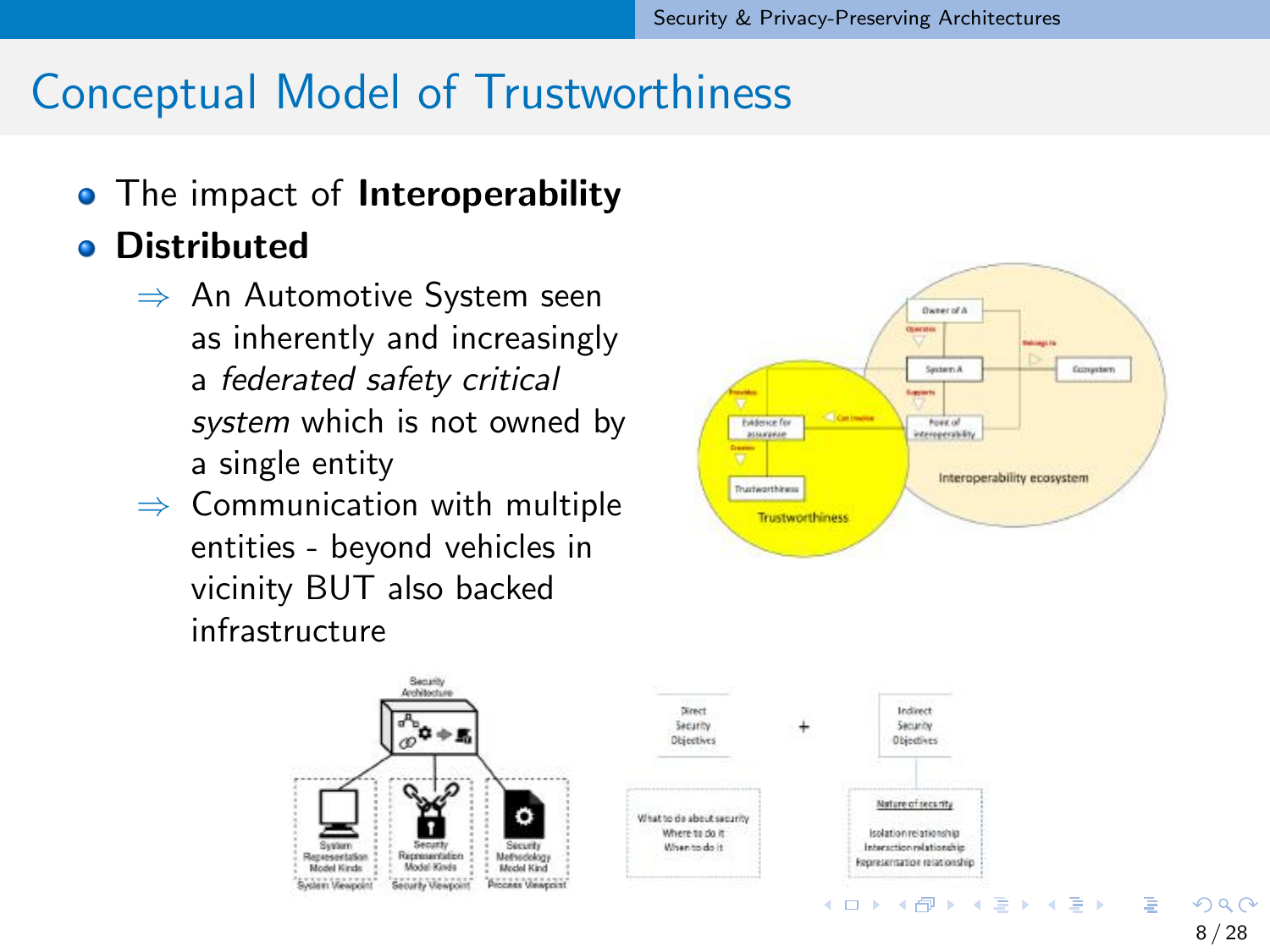# Conceptual Model of Trustworthiness

- The impact of **Interoperability**
- **Distributed**
  - ⇒ An Automotive System seen as inherently and increasingly a *federated safety critical system* which is not owned by a single entity
  - ⇒ Communication with multiple entities - beyond vehicles in vicinity BUT also backed infrastructure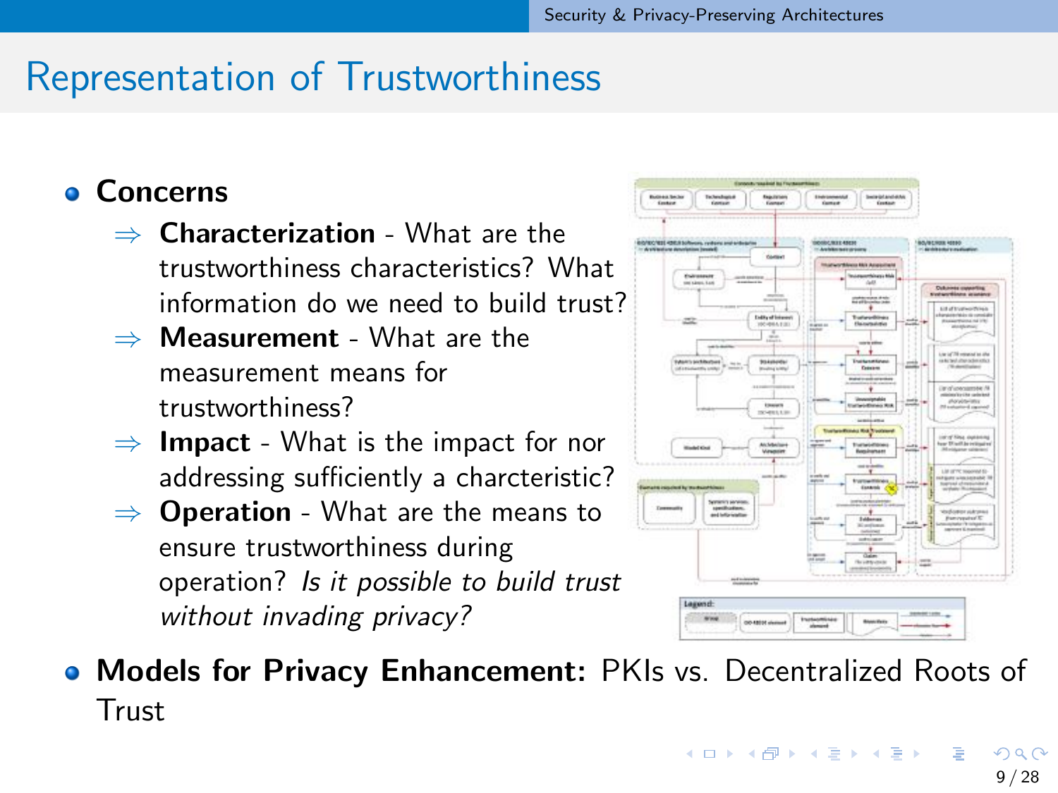# Representation of Trustworthiness

- **Concerns**
  - ⇒ **Characterization** - What are the trustworthiness characteristics? What information do we need to build trust?
  - ⇒ **Measurement** - What are the measurement means for trustworthiness?
  - ⇒ **Impact** - What is the impact for nor addressing sufficiently a charcteristic?
  - ⇒ **Operation** - What are the means to ensure trustworthiness during operation? *Is it possible to build trust without invading privacy?*
- **Models for Privacy Enhancement:** PKIs vs. Decentralized Roots of Trust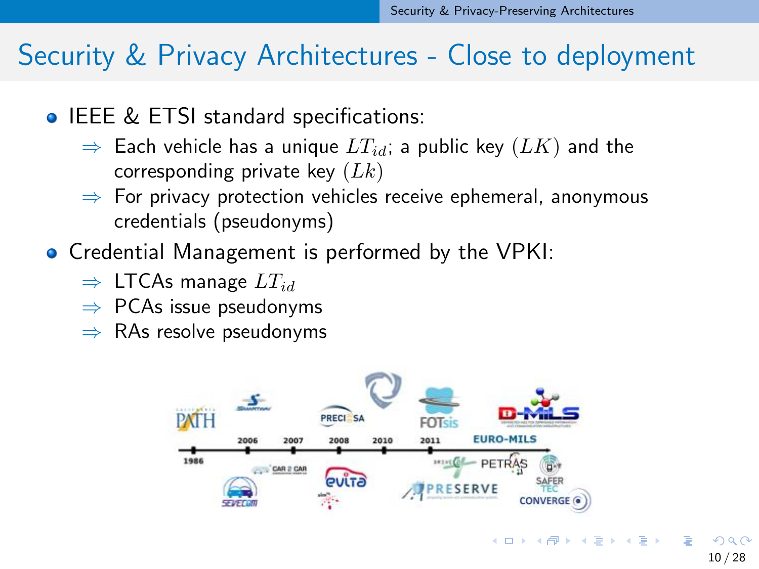# Security & Privacy Architectures - Close to deployment

- IEEE & ETSI standard specifications:
  - ⇒ Each vehicle has a unique $LT_{id}$; a public key $(LK)$ and the corresponding private key $(Lk)$
  - ⇒ For privacy protection vehicles receive ephemeral, anonymous credentials (pseudonyms)
- Credential Management is performed by the VPKI:
  - ⇒ LTCAs manage $LT_{id}$
  - ⇒ PCAs issue pseudonyms
  - ⇒ RAs resolve pseudonyms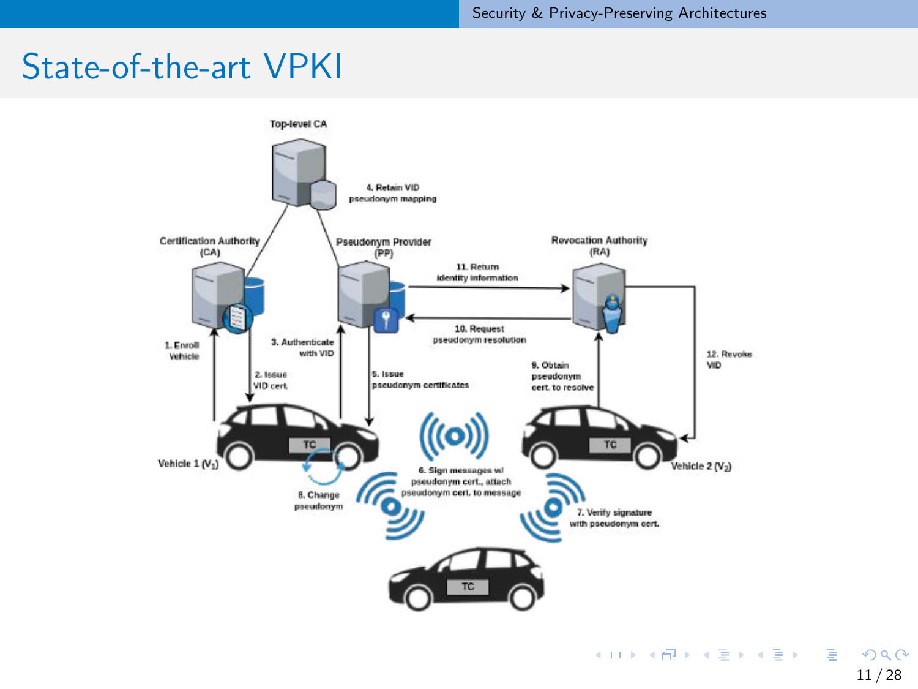# State-of-the-art VPKI

Top-level CA

4. Retain VID pseudonym mapping

Certification Authority (CA)

Pseudonym Provider (PP)

Revocation Authority (RA)

11. Return identity information

10. Request pseudonym resolution

1. Enroll Vehicle

2. Issue VID cert.

3. Authenticate with VID

5. Issue pseudonym certificates

9. Obtain pseudonym cert. to resolve

12. Revoke VID

Vehicle 1 ($V_1$)

Vehicle 2 ($V_2$)

TC

6. Sign messages w/ pseudonym cert., attach pseudonym cert. to message

8. Change pseudonym

7. Verify signature with pseudonym cert.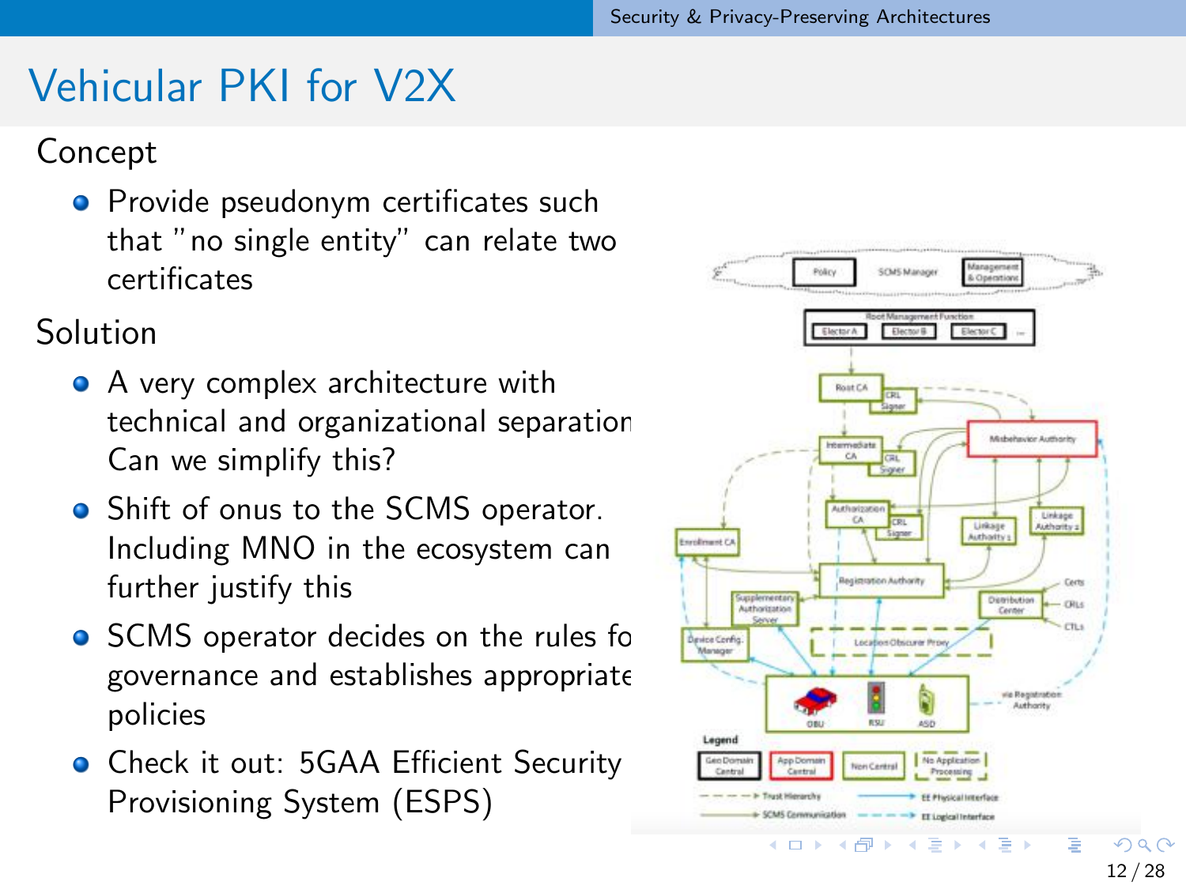# Vehicular PKI for V2X

Concept

- Provide pseudonym certificates such that "no single entity" can relate two certificates

Solution

- A very complex architecture with technical and organizational separation Can we simplify this?
- Shift of onus to the SCMS operator. Including MNO in the ecosystem can further justify this
- SCMS operator decides on the rules fo governance and establishes appropriate policies
- Check it out: 5GAA Efficient Security Provisioning System (ESPS)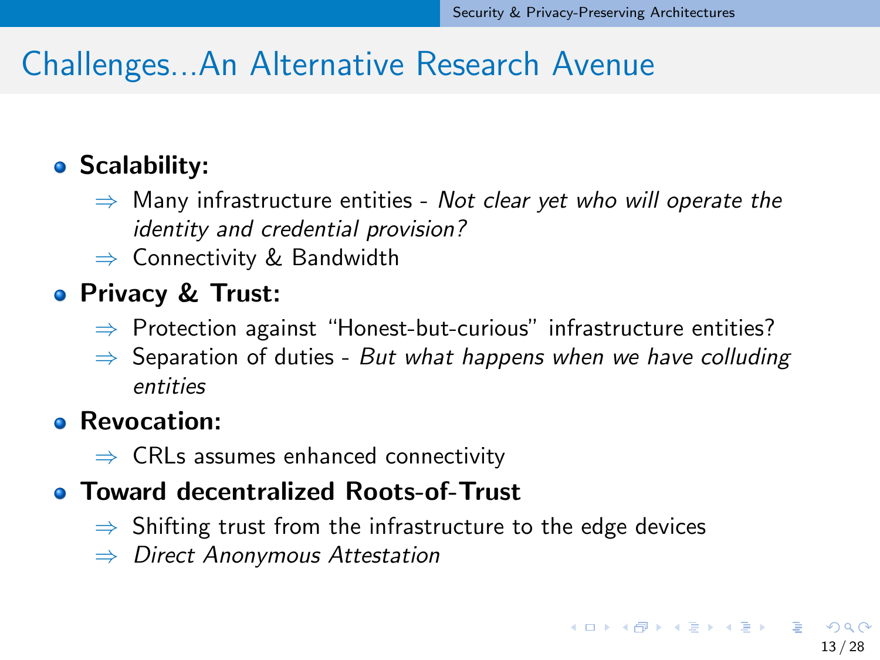# Challenges...An Alternative Research Avenue

- **Scalability:**
  - ⇒ Many infrastructure entities - *Not clear yet who will operate the identity and credential provision?*
  - ⇒ Connectivity & Bandwidth
- **Privacy & Trust:**
  - ⇒ Protection against "Honest-but-curious" infrastructure entities?
  - ⇒ Separation of duties - *But what happens when we have colluding entities*
- **Revocation:**
  - ⇒ CRLs assumes enhanced connectivity
- **Toward decentralized Roots-of-Trust**
  - ⇒ Shifting trust from the infrastructure to the edge devices
  - ⇒ *Direct Anonymous Attestation*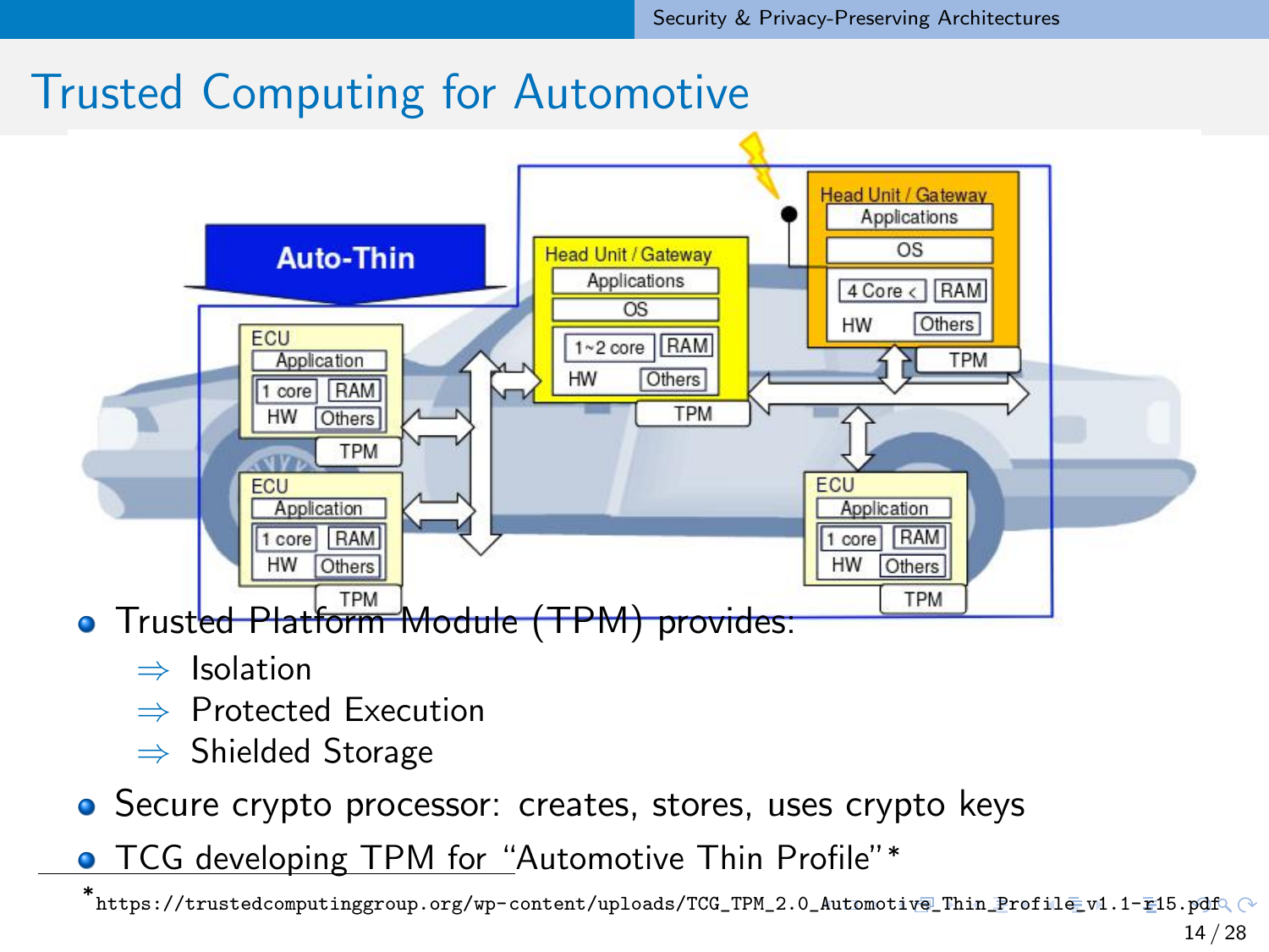# Trusted Computing for Automotive

- Trusted Platform Module (TPM) provides:
  - ⇒ Isolation
  - ⇒ Protected Execution
  - ⇒ Shielded Storage
- Secure crypto processor: creates, stores, uses crypto keys
- TCG developing TPM for "Automotive Thin Profile"*

*https://trustedcomputinggroup.org/wp-content/uploads/TCG_TPM_2.0_Automotive_Thin_Profile_v1.1-r15.pdf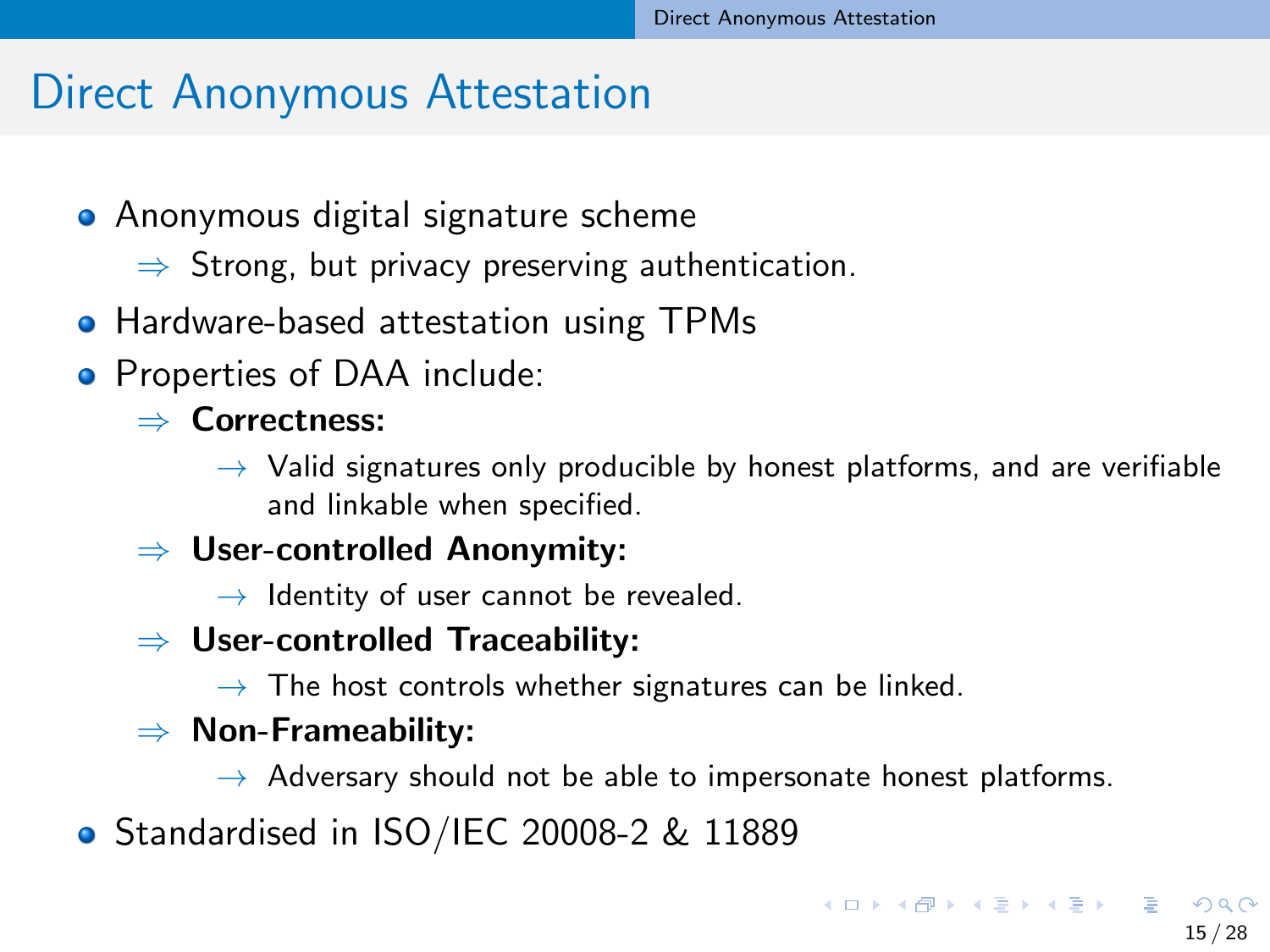# Direct Anonymous Attestation

- Anonymous digital signature scheme
  - $\Rightarrow$ Strong, but privacy preserving authentication.
- Hardware-based attestation using TPMs
- Properties of DAA include:
  - $\Rightarrow$ **Correctness:**
    - $\rightarrow$ Valid signatures only producible by honest platforms, and are verifiable and linkable when specified.
  - $\Rightarrow$ **User-controlled Anonymity:**
    - $\rightarrow$ Identity of user cannot be revealed.
  - $\Rightarrow$ **User-controlled Traceability:**
    - $\rightarrow$ The host controls whether signatures can be linked.
  - $\Rightarrow$ **Non-Frameability:**
    - $\rightarrow$ Adversary should not be able to impersonate honest platforms.
- Standardised in ISO/IEC 20008-2 & 11889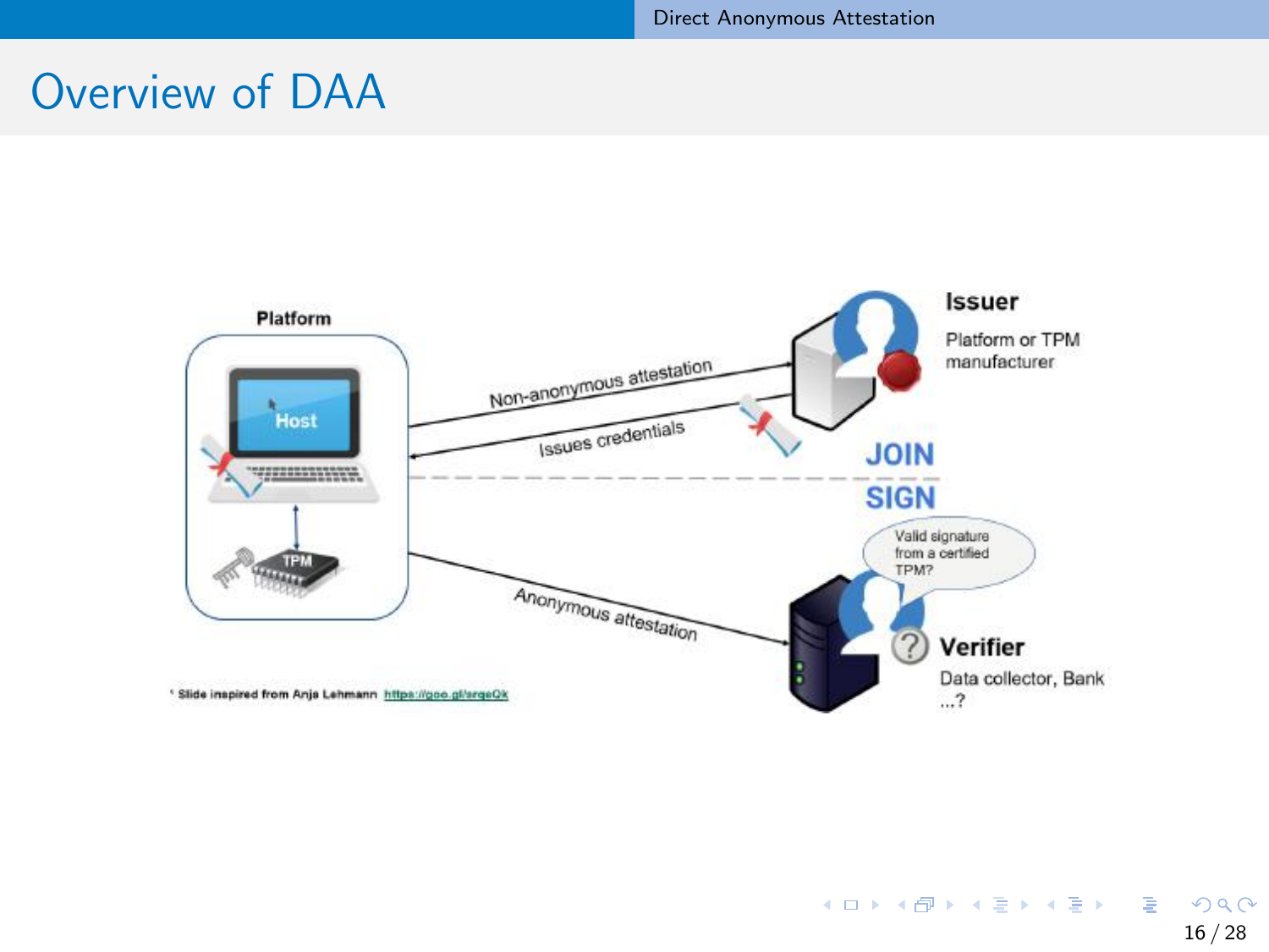# Overview of DAA

Platform

Host

TPM

Non-anonymous attestation

Issues credentials

Issuer

Platform or TPM manufacturer

JOIN

SIGN

Valid signature from a certified TPM?

Anonymous attestation

Verifier

Data collector, Bank ...?

[1] Slide inspired from Anja Lehmann https://goo.gl/arqeQk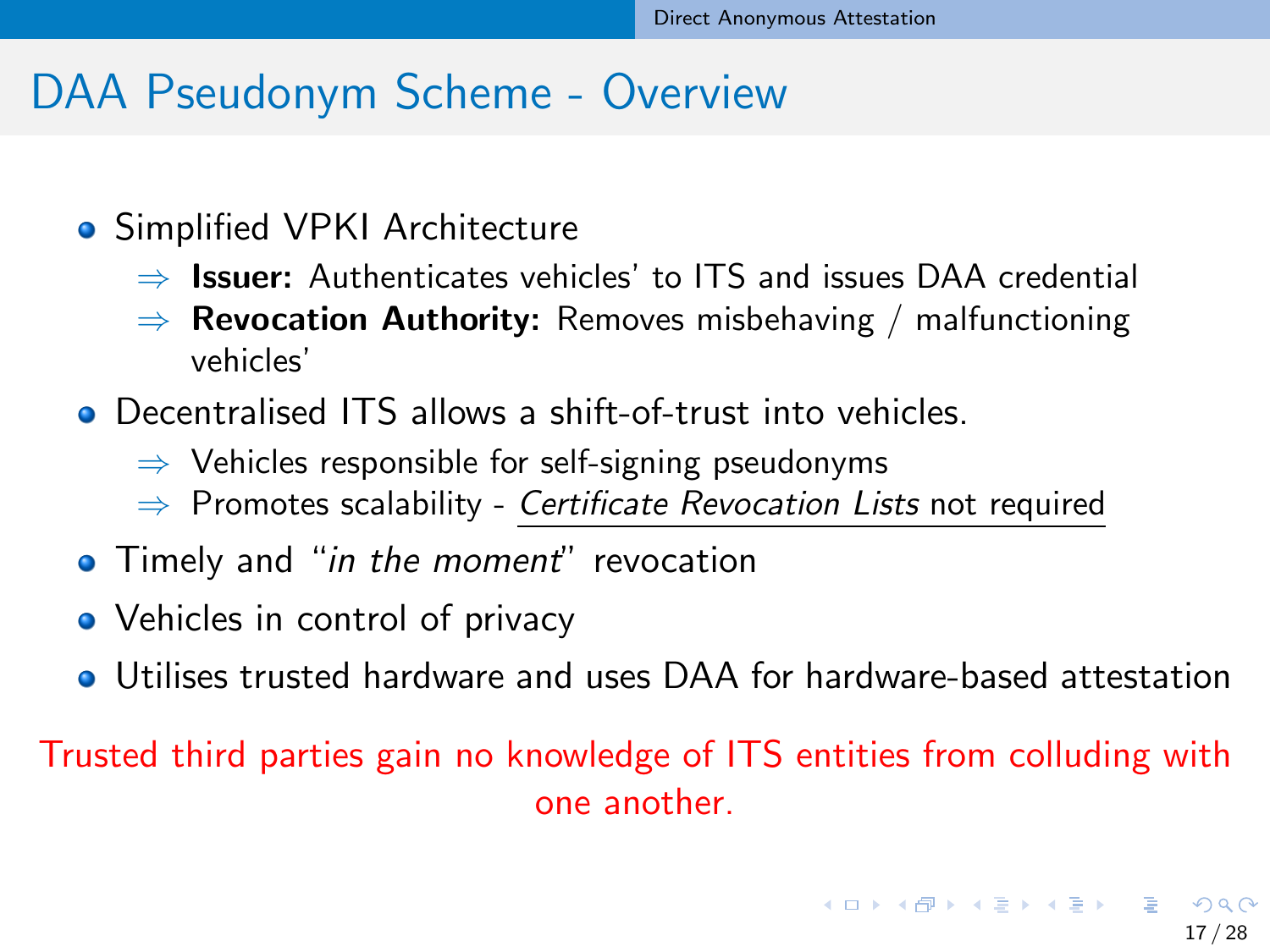# DAA Pseudonym Scheme - Overview

- Simplified VPKI Architecture
  - ⇒ **Issuer:** Authenticates vehicles' to ITS and issues DAA credential
  - ⇒ **Revocation Authority:** Removes misbehaving / malfunctioning vehicles'
- Decentralised ITS allows a shift-of-trust into vehicles.
  - ⇒ Vehicles responsible for self-signing pseudonyms
  - ⇒ Promotes scalability - *Certificate Revocation Lists* not required
- Timely and "*in the moment*" revocation
- Vehicles in control of privacy
- Utilises trusted hardware and uses DAA for hardware-based attestation

Trusted third parties gain no knowledge of ITS entities from colluding with one another.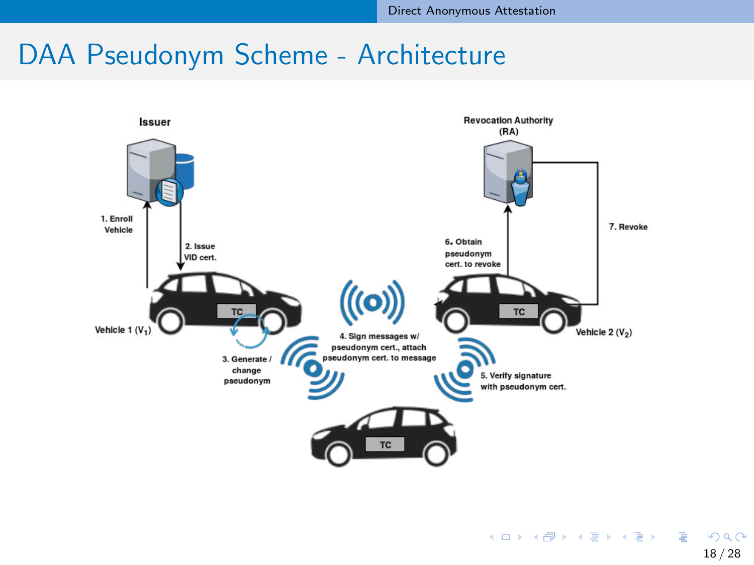# DAA Pseudonym Scheme - Architecture

Issuer

Revocation Authority (RA)

1. Enroll Vehicle

2. Issue VID cert.

6. Obtain pseudonym cert. to revoke

7. Revoke

Vehicle 1 ($V_1$)

Vehicle 2 ($V_2$)

TC

3. Generate / change pseudonym

4. Sign messages w/ pseudonym cert., attach pseudonym cert. to message

5. Verify signature with pseudonym cert.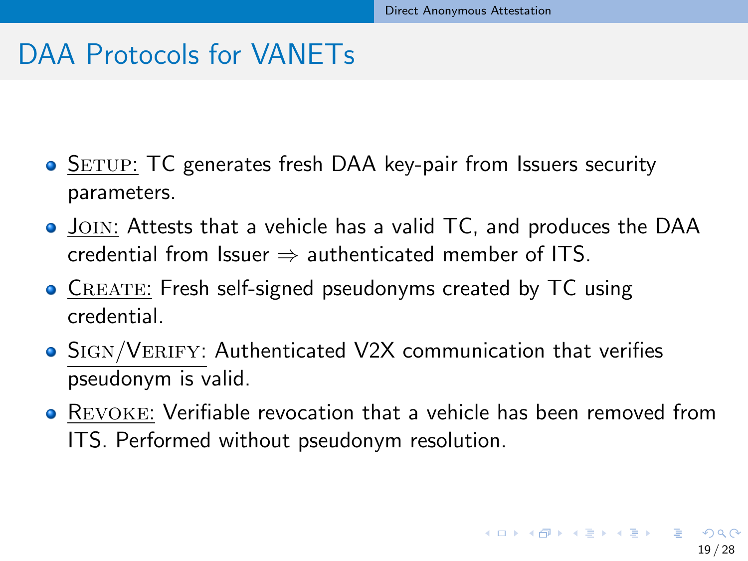# DAA Protocols for VANETs

- SETUP: TC generates fresh DAA key-pair from Issuers security parameters.
- JOIN: Attests that a vehicle has a valid TC, and produces the DAA credential from Issuer $\Rightarrow$ authenticated member of ITS.
- CREATE: Fresh self-signed pseudonyms created by TC using credential.
- SIGN/VERIFY: Authenticated V2X communication that verifies pseudonym is valid.
- REVOKE: Verifiable revocation that a vehicle has been removed from ITS. Performed without pseudonym resolution.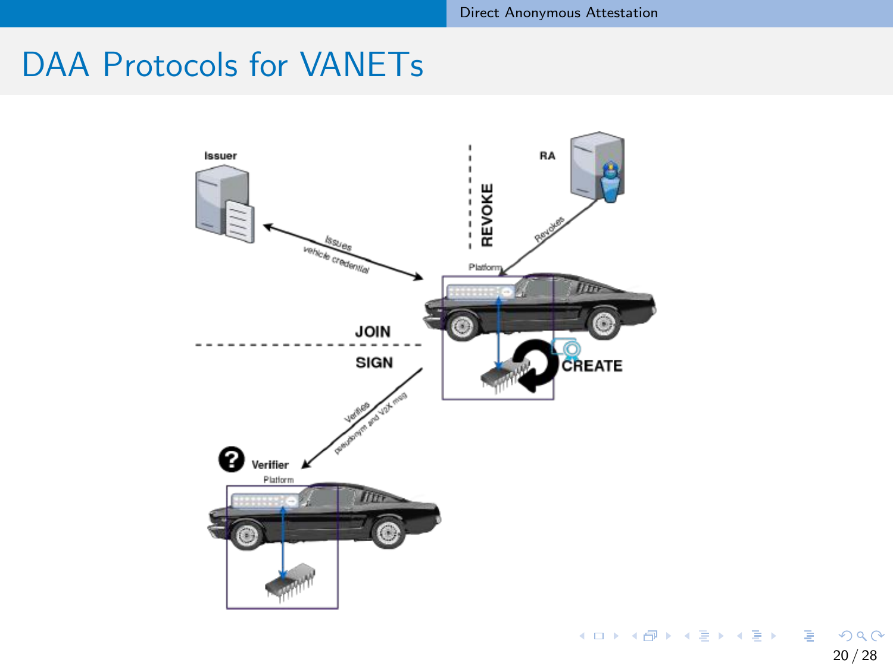# DAA Protocols for VANETs

Issuer

RA

REVOKE

Revokes

Issues vehicle credential

Platform

JOIN

SIGN

CREATE

Verifies pseudonym and V2X msg

Verifier

Platform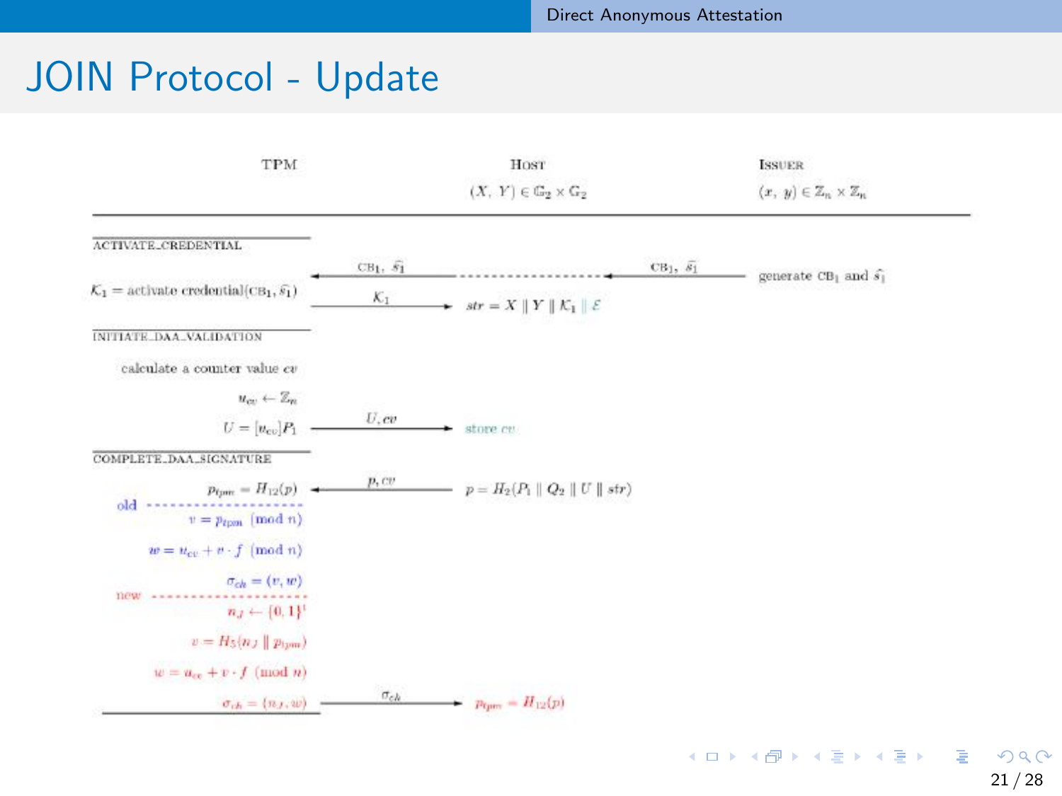# JOIN Protocol - Update

| TPM | | Host | | Issuer |
|---|---|---|---|---|
| | | $(X, Y) \in \mathbb{G}_2 \times \mathbb{G}_2$ | | $(x, y) \in \mathbb{Z}_n \times \mathbb{Z}_n$ |
| ACTIVATE_CREDENTIAL | | | | |
| | $\leftarrow$ $\text{CB}_1, \hat{s}_1$ | | $\leftarrow$ $\text{CB}_1, \hat{s}_1$ | generate $\text{CB}_1$ and $\hat{s}_1$ |
| $\mathcal{K}_1 = \text{activate credential}(\text{CB}_1, \hat{s}_1)$ | $\mathcal{K}_1$ $\rightarrow$ | $str = X \parallel Y \parallel \mathcal{K}_1 \parallel \mathcal{E}$ | | |
| INITIATE_DAA_VALIDATION | | | | |
| calculate a counter value $cv$ | | | | |
| $u_{cv} \leftarrow \mathbb{Z}_n$ | | | | |
| $U = [u_{cv}]P_1$ | $U, cv$ $\rightarrow$ | store $cv$ | | |
| COMPLETE_DAA_SIGNATURE | | | | |
| $p_{tpm} = H_{12}(p)$ | $\leftarrow$ $p, cv$ | $p = H_2(P_1 \parallel Q_2 \parallel U \parallel str)$ | | |
| old | | | | |
| $v = p_{tpm} \pmod n$ | | | | |
| $w = u_{cv} + v \cdot f \pmod n$ | | | | |
| $\sigma_{ch} = (v, w)$ | | | | |
| new | | | | |
| $n_J \leftarrow \{0,1\}^t$ | | | | |
| $v = H_5(n_J \parallel p_{tpm})$ | | | | |
| $w = u_{cv} + v \cdot f \pmod n$ | | | | |
| $\sigma_{ch} = (n_J, w)$ | $\sigma_{ch}$ $\rightarrow$ | $p_{tpm} = H_{12}(p)$ | | |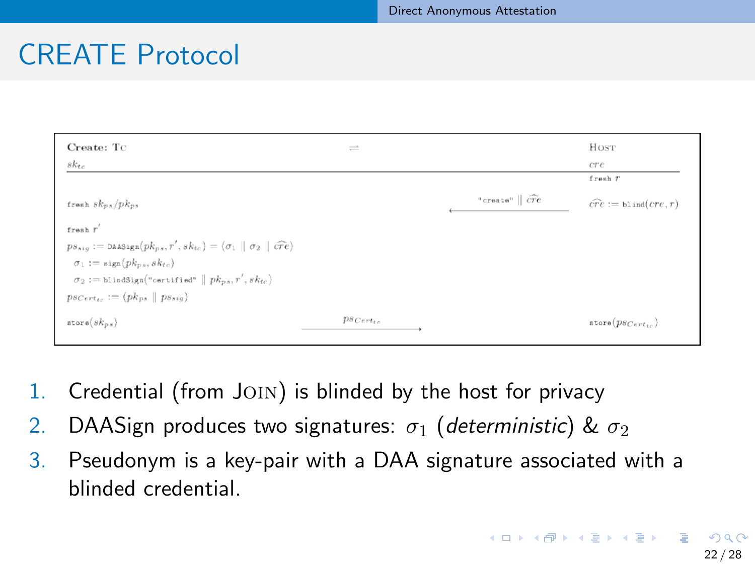# CREATE Protocol

| **Create:** TC | ⇌ | | HOST |
|---|---|---|---|
| $sk_{tc}$ | | | $cre$ |
| | | | fresh $r$ |
| fresh $sk_{ps}/pk_{ps}$ | | $\xleftarrow{\text{"create"} \parallel \widehat{cre}}$ | $\widehat{cre} :=$ blind$(cre, r)$ |
| fresh $r'$ | | | |
| $ps_{sig} :=$ DAASign$(pk_{ps}, r', sk_{tc}) = (\sigma_1 \parallel \sigma_2 \parallel \widehat{cre})$ | | | |
| $\sigma_1 :=$ sign$(pk_{ps}, sk_{tc})$ | | | |
| $\sigma_2 :=$ blindSign$(\text{"certified"} \parallel pk_{ps}, r', sk_{tc})$ | | | |
| $psCert_{tc} := (pk_{ps} \parallel ps_{sig})$ | | | |
| store$(sk_{ps})$ | $\xrightarrow{psCert_{tc}}$ | | store$(psCert_{tc})$ |

1. Credential (from JOIN) is blinded by the host for privacy
2. DAASign produces two signatures: $\sigma_1$ (*deterministic*) & $\sigma_2$
3. Pseudonym is a key-pair with a DAA signature associated with a blinded credential.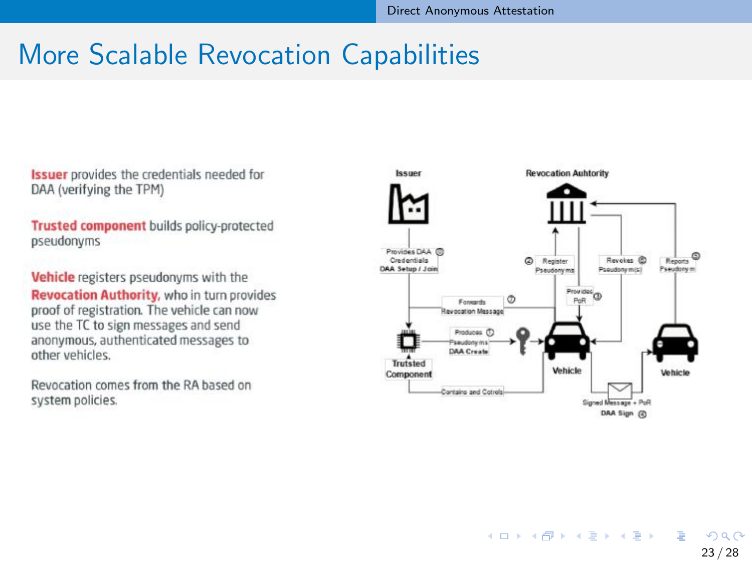# More Scalable Revocation Capabilities

**Issuer** provides the credentials needed for DAA (verifying the TPM)

**Trusted component** builds policy-protected pseudonyms

**Vehicle** registers pseudonyms with the **Revocation Authority**, who in turn provides proof of registration. The vehicle can now use the TC to sign messages and send anonymous, authenticated messages to other vehicles.

Revocation comes from the RA based on system policies.

Issuer

Revocation Auhtority

Provides DAA Credentials DAA Setup / Join ①

② Register Pseudonyms

Revokes Pseudonym(s) ⑥

Reports Pseudonym ⑤

Provides PoR ③

Forwards Revocation Message ⑦

Produces Pseudonyms DAA Create ①

Trutsted Component

Vehicle

Vehicle

Contains and Cotrols

Signed Message + PoR DAA Sign ④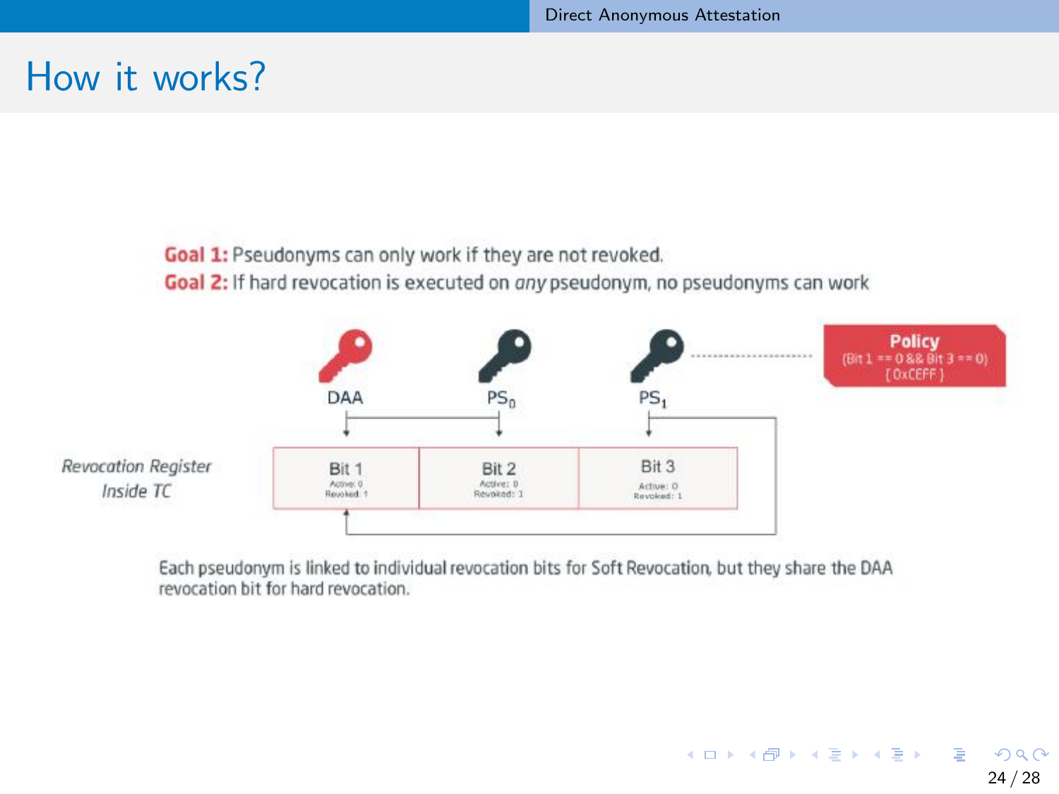# How it works?

**Goal 1:** Pseudonyms can only work if they are not revoked.
**Goal 2:** If hard revocation is executed on *any* pseudonym, no pseudonyms can work

DAA &nbsp;&nbsp;&nbsp; $PS_0$ &nbsp;&nbsp;&nbsp; $PS_1$

**Policy**
(Bit 1 == 0 && Bit 3 == 0)
[ 0xCEFF ]

*Revocation Register Inside TC*

| Bit 1 | Bit 2 | Bit 3 |
|---|---|---|
| Active: 0<br>Revoked: 1 | Active: 0<br>Revoked: 1 | Active: 0<br>Revoked: 1 |

Each pseudonym is linked to individual revocation bits for Soft Revocation, but they share the DAA revocation bit for hard revocation.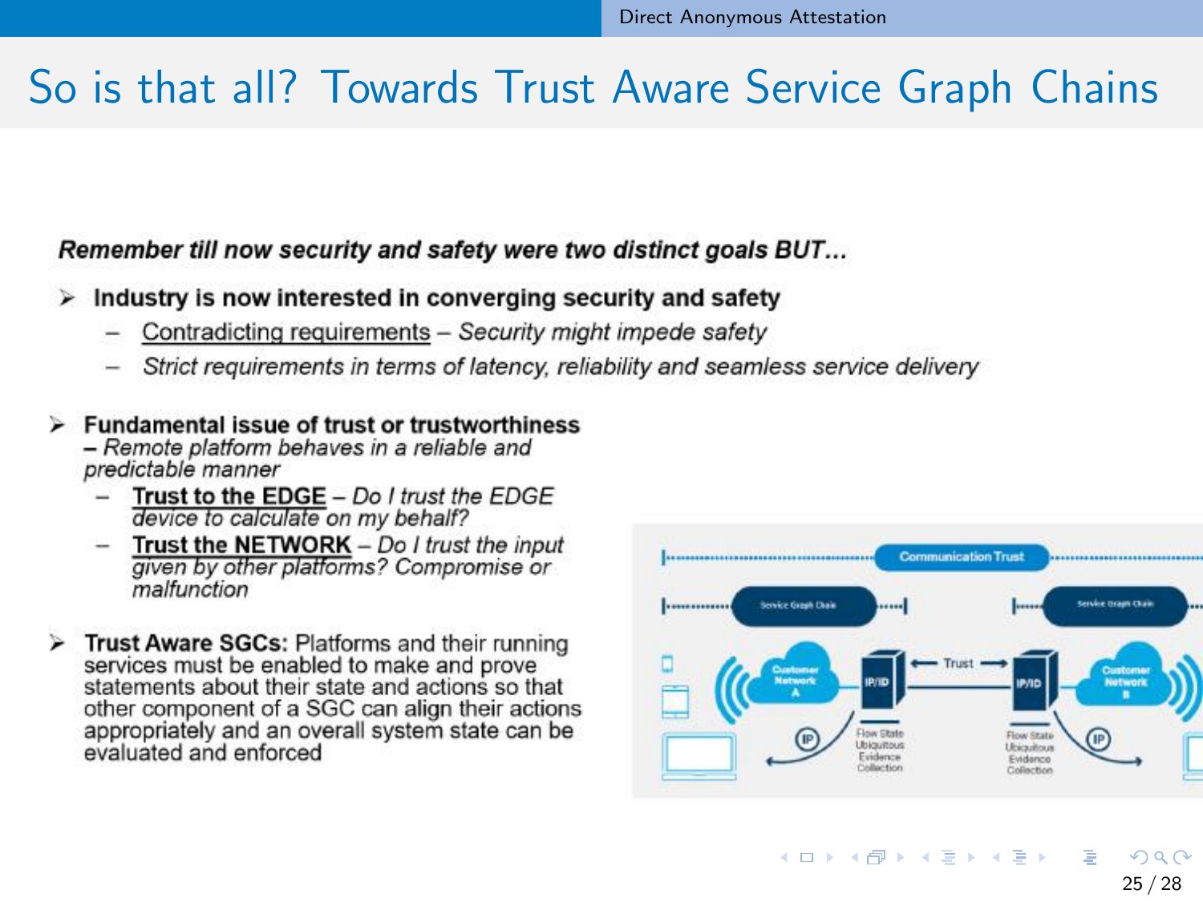# So is that all? Towards Trust Aware Service Graph Chains

***Remember till now security and safety were two distinct goals BUT…***

- **Industry is now interested in converging security and safety**
  - Contradicting requirements – *Security might impede safety*
  - *Strict requirements in terms of latency, reliability and seamless service delivery*

- **Fundamental issue of trust or trustworthiness** – *Remote platform behaves in a reliable and predictable manner*
  - **Trust to the EDGE** – *Do I trust the EDGE device to calculate on my behalf?*
  - **Trust the NETWORK** – *Do I trust the input given by other platforms? Compromise or malfunction*

- **Trust Aware SGCs:** Platforms and their running services must be enabled to make and prove statements about their state and actions so that other component of a SGC can align their actions appropriately and an overall system state can be evaluated and enforced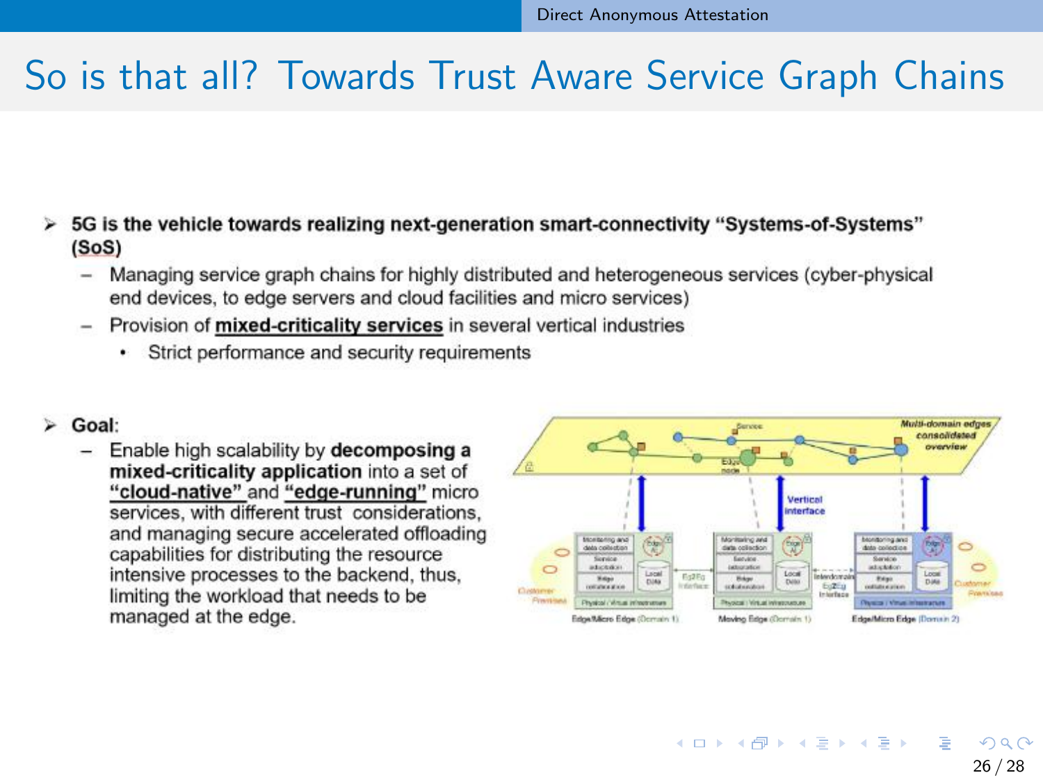# So is that all? Towards Trust Aware Service Graph Chains

- **5G is the vehicle towards realizing next-generation smart-connectivity "Systems-of-Systems" (SoS)**
  - Managing service graph chains for highly distributed and heterogeneous services (cyber-physical end devices, to edge servers and cloud facilities and micro services)
  - Provision of **mixed-criticality services** in several vertical industries
    - Strict performance and security requirements

- **Goal**:
  - Enable high scalability by **decomposing a mixed-criticality application** into a set of **"cloud-native"** and **"edge-running"** micro services, with different trust considerations, and managing secure accelerated offloading capabilities for distributing the resource intensive processes to the backend, thus, limiting the workload that needs to be managed at the edge.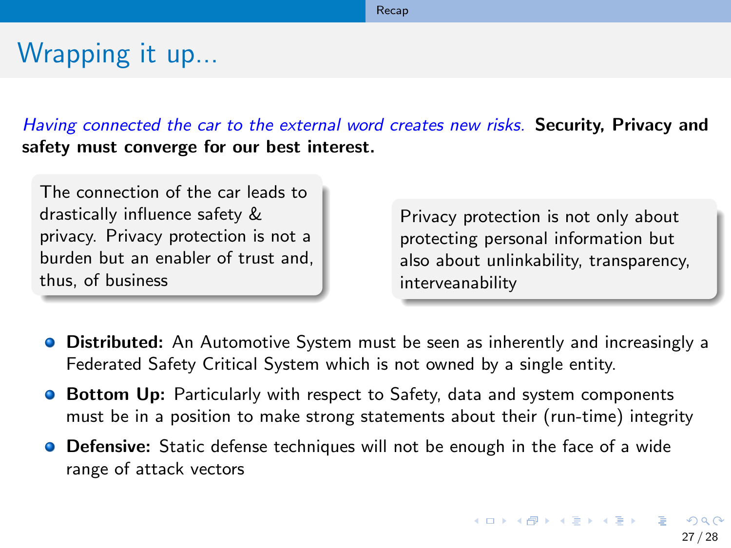# Wrapping it up...

*Having connected the car to the external word creates new risks.* **Security, Privacy and safety must converge for our best interest.**

> The connection of the car leads to drastically influence safety & privacy. Privacy protection is not a burden but an enabler of trust and, thus, of business

> Privacy protection is not only about protecting personal information but also about unlinkability, transparency, interveanability

- **Distributed:** An Automotive System must be seen as inherently and increasingly a Federated Safety Critical System which is not owned by a single entity.
- **Bottom Up:** Particularly with respect to Safety, data and system components must be in a position to make strong statements about their (run-time) integrity
- **Defensive:** Static defense techniques will not be enough in the face of a wide range of attack vectors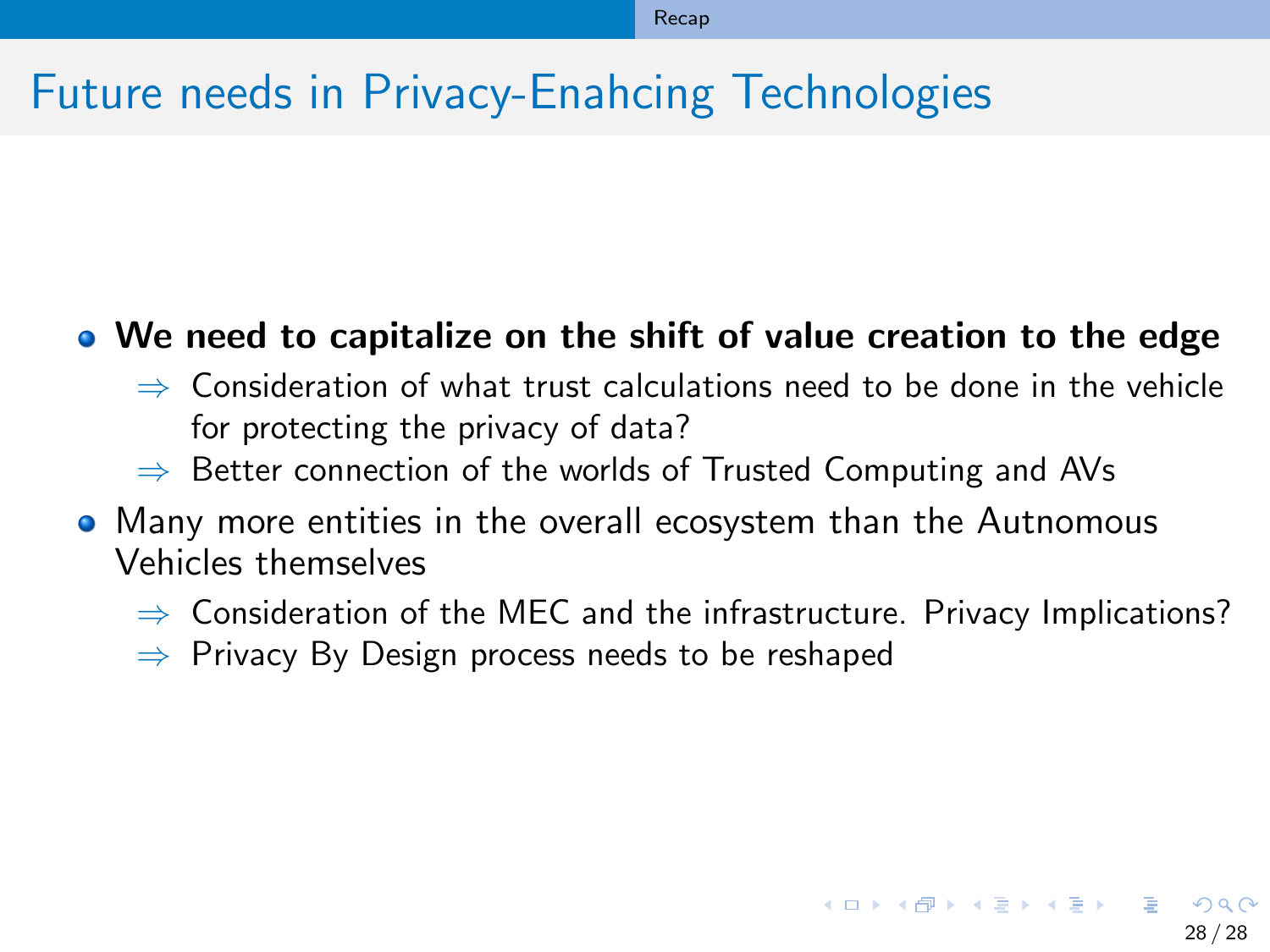# Future needs in Privacy-Enahcing Technologies

- **We need to capitalize on the shift of value creation to the edge**
  - ⇒ Consideration of what trust calculations need to be done in the vehicle for protecting the privacy of data?
  - ⇒ Better connection of the worlds of Trusted Computing and AVs
- Many more entities in the overall ecosystem than the Autnomous Vehicles themselves
  - ⇒ Consideration of the MEC and the infrastructure. Privacy Implications?
  - ⇒ Privacy By Design process needs to be reshaped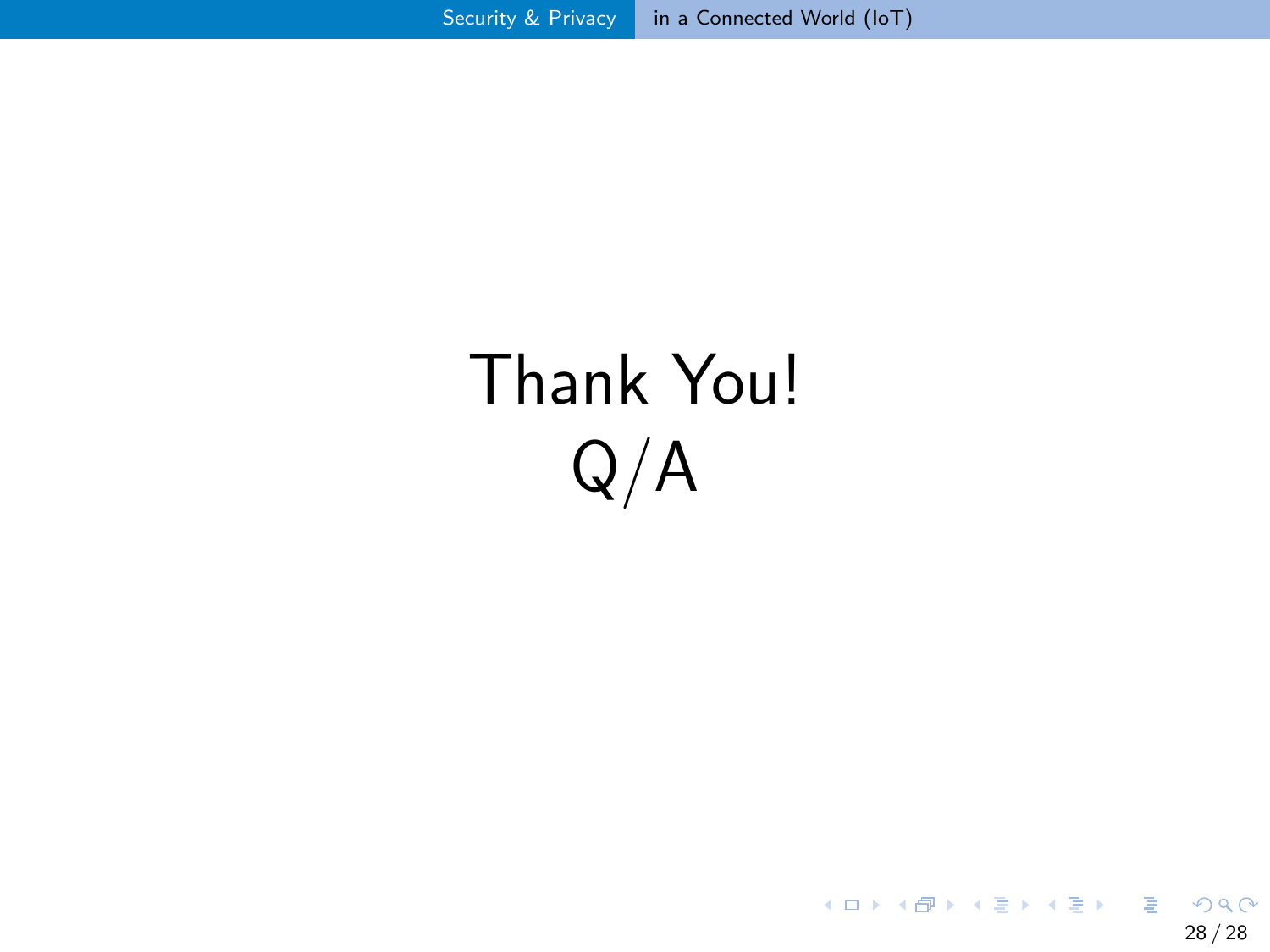# Thank You!

# Q/A